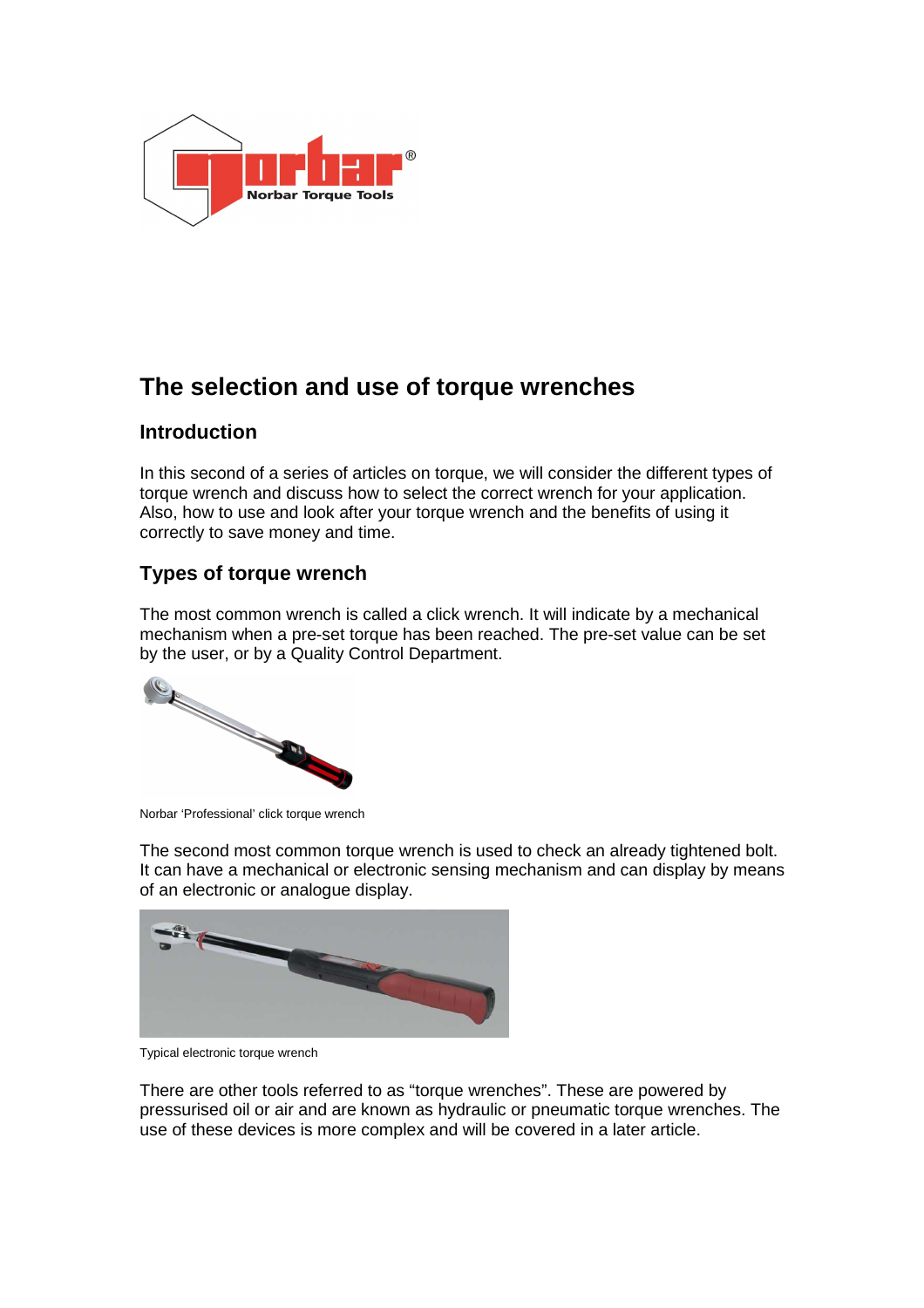# The selection and use of torque wrenches

## Introduction

In this second of a series of articles on torque, we will consider the different types of torque wrench and discuss how to select the correct wrench for your application. Also, how to use and look after your torque wrench and the benefits of using it correctly to save money and time.

## Types of torque wrench

The most common wrench is called a click wrench. It will indicate by a mechanical mechanism when a pre-set torque has been reached. The pre-set value can be set by the user, or by a Quality Control Department.

Norbar 'Professional' click torque wrench

The second most common torque wrench is used to check an already tightened bolt. It can have a mechanical or electronic sensing mechanism and can display by means of an electronic or analogue display.

Typical electronic torque wrench

There are other tools referred to as "torque wrenches". These are powered by pressurised oil or air and are known as hydraulic or pneumatic torque wrenches. The use of these devices is more complex and will be covered in a later article.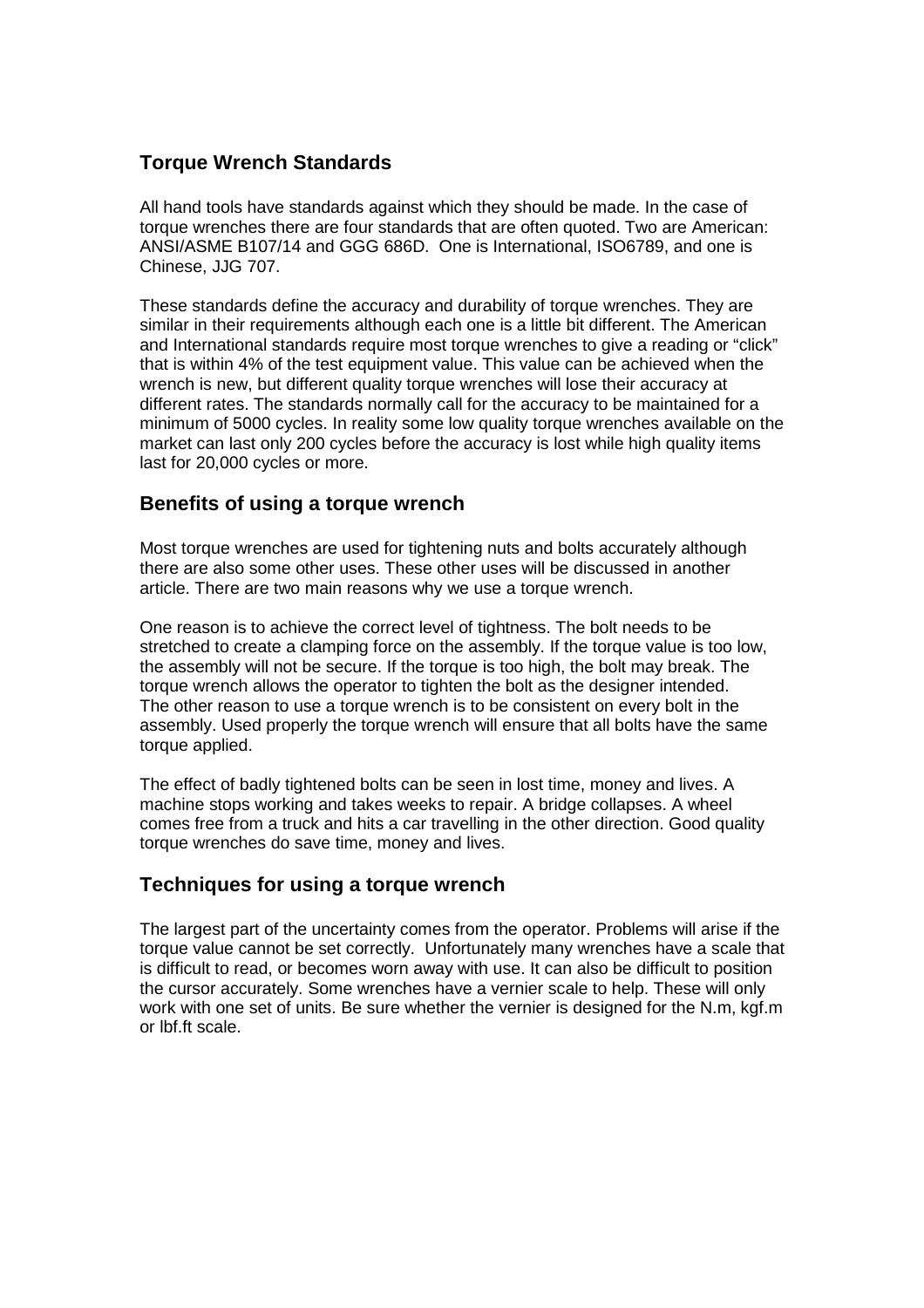## Torque Wrench Standards

All hand tools have standards against which they should be made. In the case of torque wrenches there are four standards that are often quoted. Two are American: ANSI/ASME B107/14 and GGG 686D. One is International, ISO6789, and one is Chinese, JJG 707.

These standards define the accuracy and durability of torque wrenches. They are similar in their requirements although each one is a little bit different. The American and International standards require most torque wrenches to give a reading or "click" that is within 4% of the test equipment value. This value can be achieved when the wrench is new, but different quality torque wrenches will lose their accuracy at different rates. The standards normally call for the accuracy to be maintained for a minimum of 5000 cycles. In reality some low quality torque wrenches available on the market can last only 200 cycles before the accuracy is lost while high quality items last for 20,000 cycles or more.

## Benefits of using a torque wrench

Most torque wrenches are used for tightening nuts and bolts accurately although there are also some other uses. These other uses will be discussed in another article. There are two main reasons why we use a torque wrench.

One reason is to achieve the correct level of tightness. The bolt needs to be stretched to create a clamping force on the assembly. If the torque value is too low, the assembly will not be secure. If the torque is too high, the bolt may break. The torque wrench allows the operator to tighten the bolt as the designer intended. The other reason to use a torque wrench is to be consistent on every bolt in the assembly. Used properly the torque wrench will ensure that all bolts have the same torque applied.

The effect of badly tightened bolts can be seen in lost time, money and lives. A machine stops working and takes weeks to repair. A bridge collapses. A wheel comes free from a truck and hits a car travelling in the other direction. Good quality torque wrenches do save time, money and lives.

## Techniques for using a torque wrench

The largest part of the uncertainty comes from the operator. Problems will arise if the torque value cannot be set correctly. Unfortunately many wrenches have a scale that is difficult to read, or becomes worn away with use. It can also be difficult to position the cursor accurately. Some wrenches have a vernier scale to help. These will only work with one set of units. Be sure whether the vernier is designed for the N.m, kgf.m or lbf.ft scale.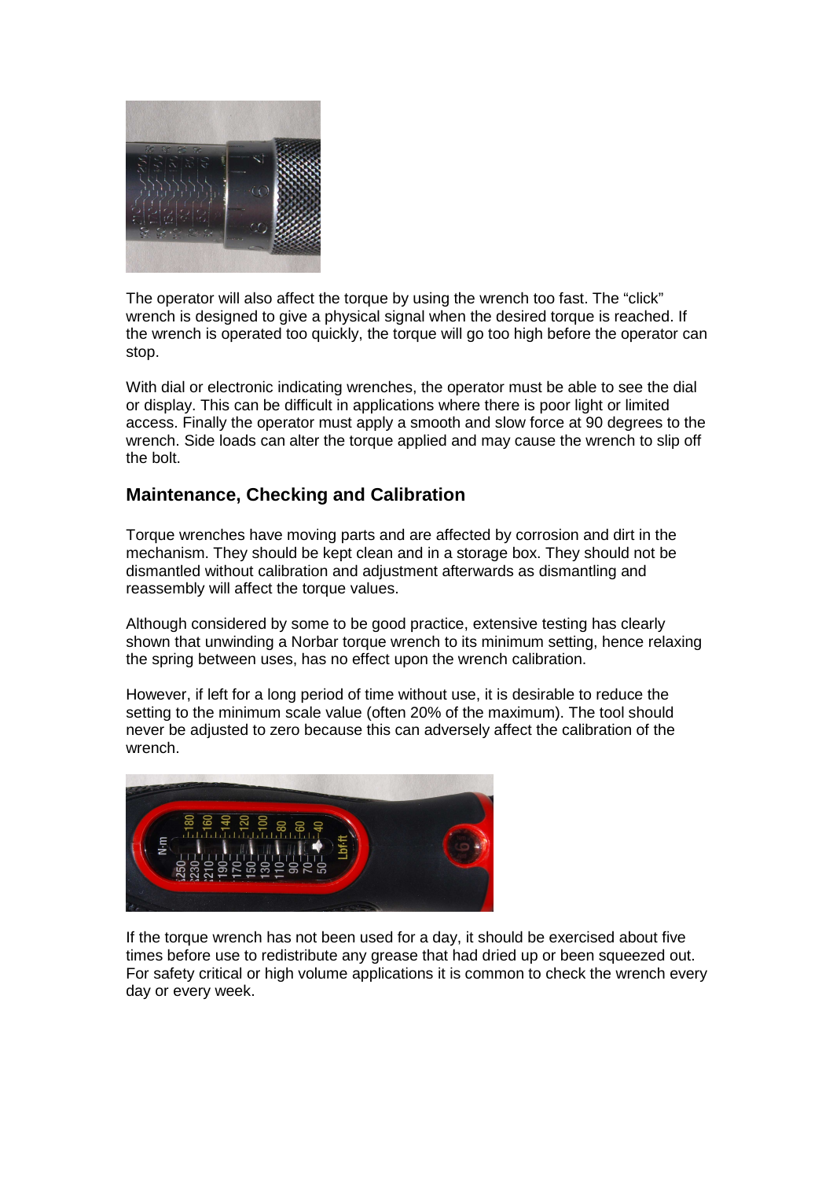The operator will also affect the torque by using the wrench too fast. The “click” wrench is designed to give a physical signal when the desired torque is reached. If the wrench is operated too quickly, the torque will go too high before the operator can stop.

With dial or electronic indicating wrenches, the operator must be able to see the dial or display. This can be difficult in applications where there is poor light or limited access. Finally the operator must apply a smooth and slow force at 90 degrees to the wrench. Side loads can alter the torque applied and may cause the wrench to slip off the bolt.

## Maintenance, Checking and Calibration

Torque wrenches have moving parts and are affected by corrosion and dirt in the mechanism. They should be kept clean and in a storage box. They should not be dismantled without calibration and adjustment afterwards as dismantling and reassembly will affect the torque values.

Although considered by some to be good practice, extensive testing has clearly shown that unwinding a Norbar torque wrench to its minimum setting, hence relaxing the spring between uses, has no effect upon the wrench calibration.

However, if left for a long period of time without use, it is desirable to reduce the setting to the minimum scale value (often 20% of the maximum). The tool should never be adjusted to zero because this can adversely affect the calibration of the wrench.

If the torque wrench has not been used for a day, it should be exercised about five times before use to redistribute any grease that had dried up or been squeezed out. For safety critical or high volume applications it is common to check the wrench every day or every week.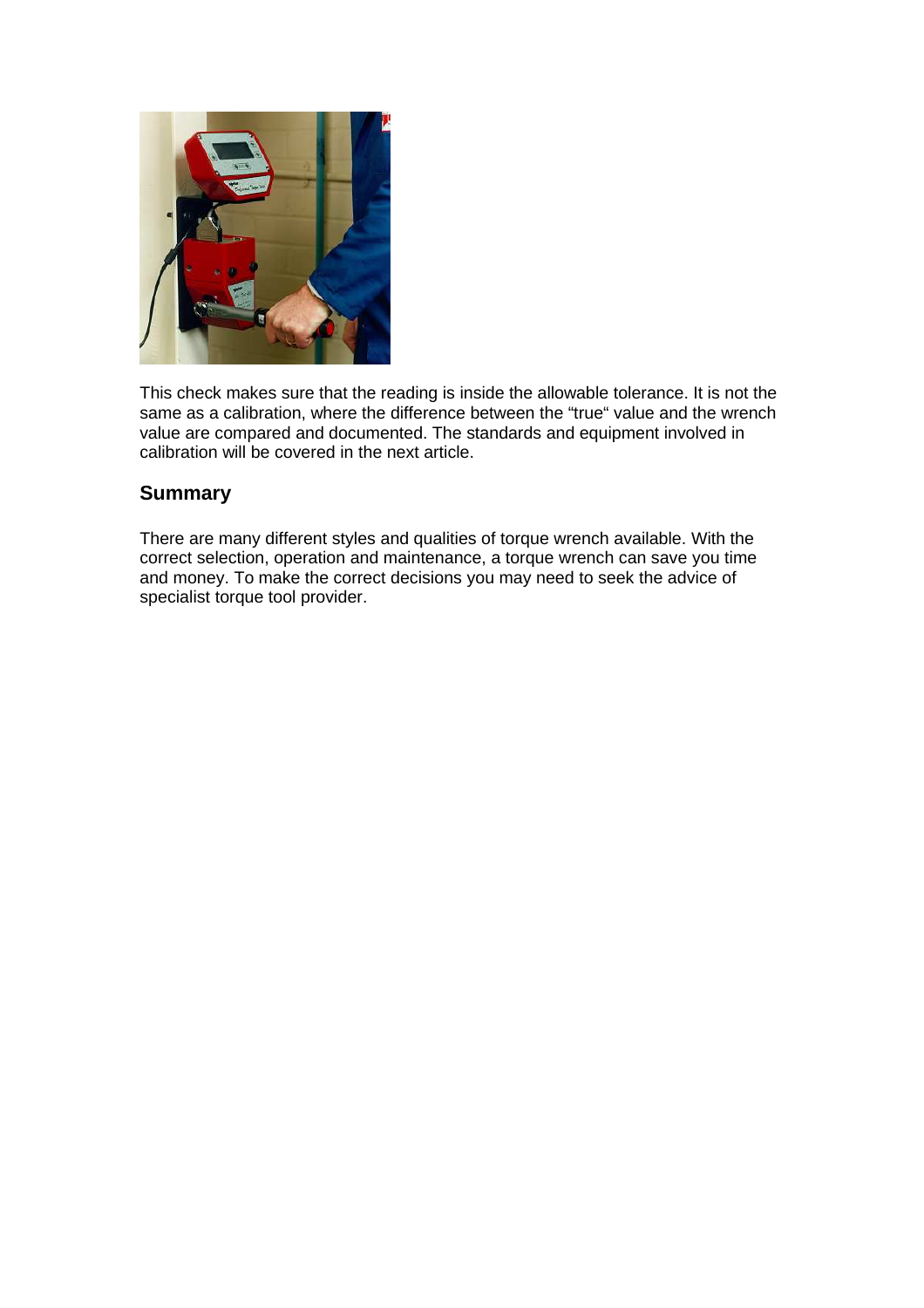This check makes sure that the reading is inside the allowable tolerance. It is not the same as a calibration, where the difference between the “true“ value and the wrench value are compared and documented. The standards and equipment involved in calibration will be covered in the next article.

## Summary

There are many different styles and qualities of torque wrench available. With the correct selection, operation and maintenance, a torque wrench can save you time and money. To make the correct decisions you may need to seek the advice of specialist torque tool provider.